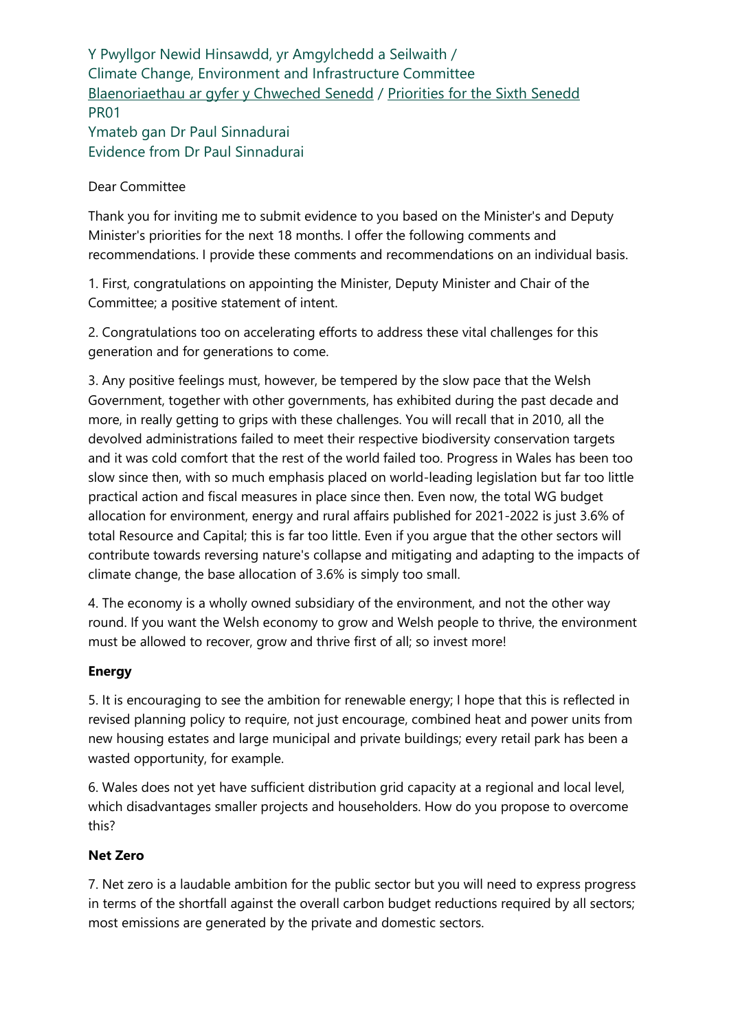Y Pwyllgor Newid Hinsawdd, yr Amgylchedd a Seilwaith /
Climate Change, Environment and Infrastructure Committee
Blaenoriaethau ar gyfer y Chweched Senedd / Priorities for the Sixth Senedd
PR01
Ymateb gan Dr Paul Sinnadurai
Evidence from Dr Paul Sinnadurai

Dear Committee

Thank you for inviting me to submit evidence to you based on the Minister's and Deputy Minister's priorities for the next 18 months. I offer the following comments and recommendations. I provide these comments and recommendations on an individual basis.

1. First, congratulations on appointing the Minister, Deputy Minister and Chair of the Committee; a positive statement of intent.

2. Congratulations too on accelerating efforts to address these vital challenges for this generation and for generations to come.

3. Any positive feelings must, however, be tempered by the slow pace that the Welsh Government, together with other governments, has exhibited during the past decade and more, in really getting to grips with these challenges. You will recall that in 2010, all the devolved administrations failed to meet their respective biodiversity conservation targets and it was cold comfort that the rest of the world failed too. Progress in Wales has been too slow since then, with so much emphasis placed on world-leading legislation but far too little practical action and fiscal measures in place since then. Even now, the total WG budget allocation for environment, energy and rural affairs published for 2021-2022 is just 3.6% of total Resource and Capital; this is far too little. Even if you argue that the other sectors will contribute towards reversing nature's collapse and mitigating and adapting to the impacts of climate change, the base allocation of 3.6% is simply too small.

4. The economy is a wholly owned subsidiary of the environment, and not the other way round. If you want the Welsh economy to grow and Welsh people to thrive, the environment must be allowed to recover, grow and thrive first of all; so invest more!

**Energy**

5. It is encouraging to see the ambition for renewable energy; I hope that this is reflected in revised planning policy to require, not just encourage, combined heat and power units from new housing estates and large municipal and private buildings; every retail park has been a wasted opportunity, for example.

6. Wales does not yet have sufficient distribution grid capacity at a regional and local level, which disadvantages smaller projects and householders. How do you propose to overcome this?

**Net Zero**

7. Net zero is a laudable ambition for the public sector but you will need to express progress in terms of the shortfall against the overall carbon budget reductions required by all sectors; most emissions are generated by the private and domestic sectors.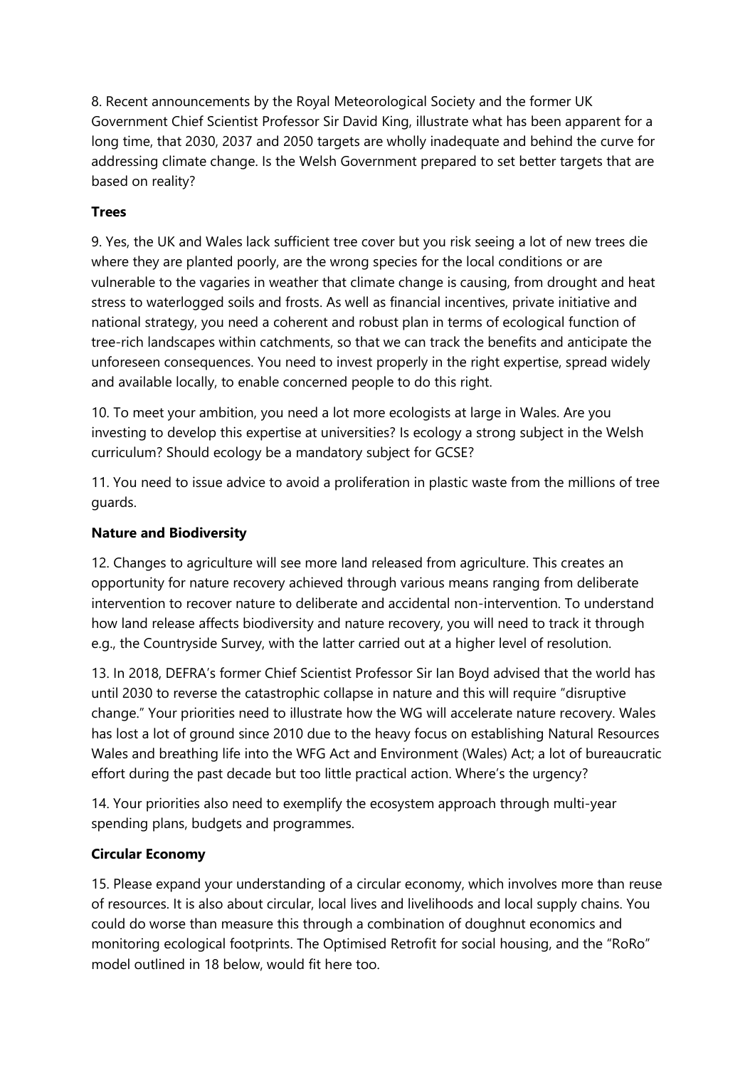8. Recent announcements by the Royal Meteorological Society and the former UK Government Chief Scientist Professor Sir David King, illustrate what has been apparent for a long time, that 2030, 2037 and 2050 targets are wholly inadequate and behind the curve for addressing climate change. Is the Welsh Government prepared to set better targets that are based on reality?

**Trees**

9. Yes, the UK and Wales lack sufficient tree cover but you risk seeing a lot of new trees die where they are planted poorly, are the wrong species for the local conditions or are vulnerable to the vagaries in weather that climate change is causing, from drought and heat stress to waterlogged soils and frosts. As well as financial incentives, private initiative and national strategy, you need a coherent and robust plan in terms of ecological function of tree-rich landscapes within catchments, so that we can track the benefits and anticipate the unforeseen consequences. You need to invest properly in the right expertise, spread widely and available locally, to enable concerned people to do this right.

10. To meet your ambition, you need a lot more ecologists at large in Wales. Are you investing to develop this expertise at universities? Is ecology a strong subject in the Welsh curriculum? Should ecology be a mandatory subject for GCSE?

11. You need to issue advice to avoid a proliferation in plastic waste from the millions of tree guards.

**Nature and Biodiversity**

12. Changes to agriculture will see more land released from agriculture. This creates an opportunity for nature recovery achieved through various means ranging from deliberate intervention to recover nature to deliberate and accidental non-intervention. To understand how land release affects biodiversity and nature recovery, you will need to track it through e.g., the Countryside Survey, with the latter carried out at a higher level of resolution.

13. In 2018, DEFRA's former Chief Scientist Professor Sir Ian Boyd advised that the world has until 2030 to reverse the catastrophic collapse in nature and this will require "disruptive change." Your priorities need to illustrate how the WG will accelerate nature recovery. Wales has lost a lot of ground since 2010 due to the heavy focus on establishing Natural Resources Wales and breathing life into the WFG Act and Environment (Wales) Act; a lot of bureaucratic effort during the past decade but too little practical action. Where's the urgency?

14. Your priorities also need to exemplify the ecosystem approach through multi-year spending plans, budgets and programmes.

**Circular Economy**

15. Please expand your understanding of a circular economy, which involves more than reuse of resources. It is also about circular, local lives and livelihoods and local supply chains. You could do worse than measure this through a combination of doughnut economics and monitoring ecological footprints. The Optimised Retrofit for social housing, and the "RoRo" model outlined in 18 below, would fit here too.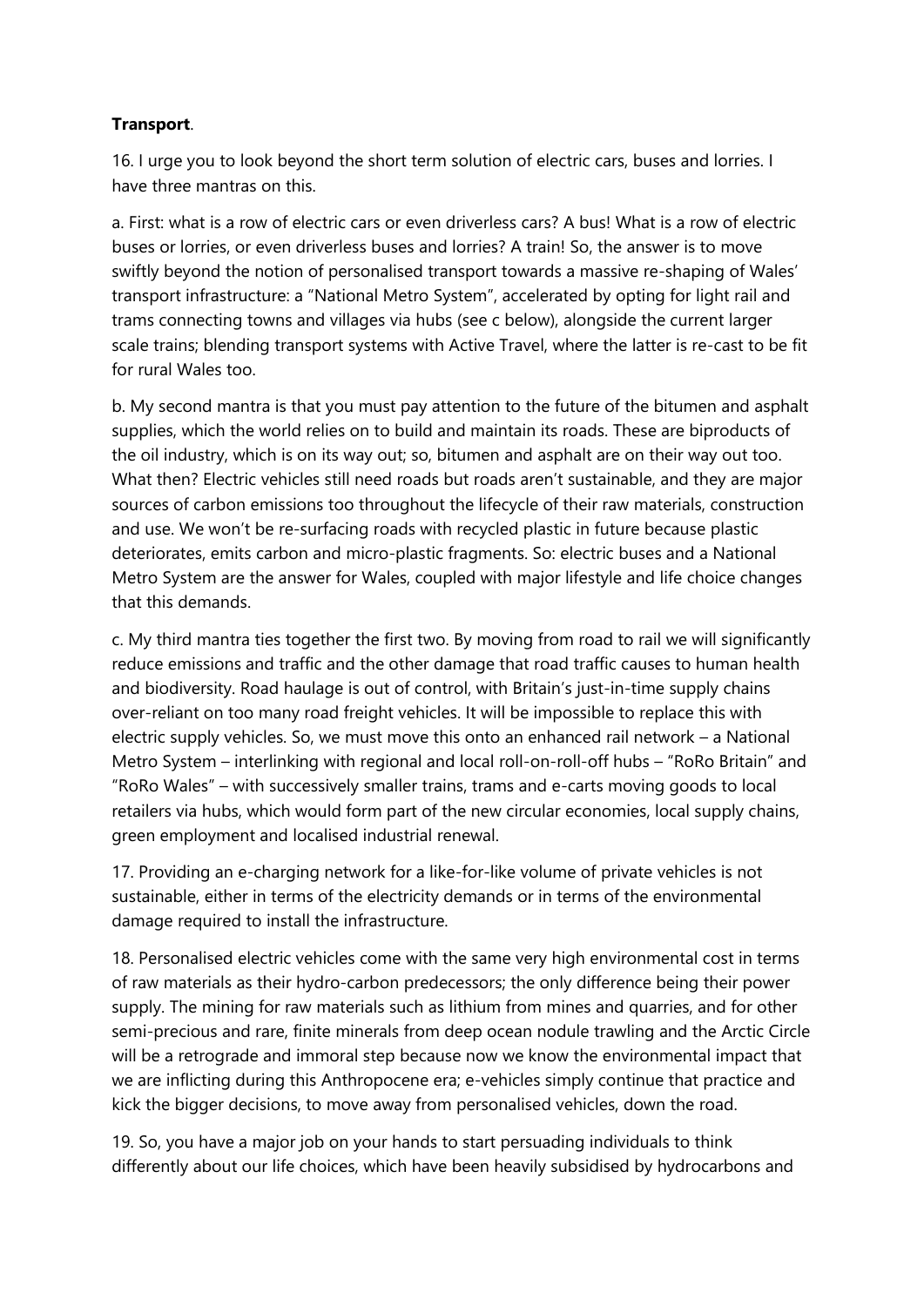**Transport**.

16. I urge you to look beyond the short term solution of electric cars, buses and lorries. I have three mantras on this.

a. First: what is a row of electric cars or even driverless cars? A bus! What is a row of electric buses or lorries, or even driverless buses and lorries? A train! So, the answer is to move swiftly beyond the notion of personalised transport towards a massive re-shaping of Wales' transport infrastructure: a "National Metro System", accelerated by opting for light rail and trams connecting towns and villages via hubs (see c below), alongside the current larger scale trains; blending transport systems with Active Travel, where the latter is re-cast to be fit for rural Wales too.

b. My second mantra is that you must pay attention to the future of the bitumen and asphalt supplies, which the world relies on to build and maintain its roads. These are biproducts of the oil industry, which is on its way out; so, bitumen and asphalt are on their way out too. What then? Electric vehicles still need roads but roads aren't sustainable, and they are major sources of carbon emissions too throughout the lifecycle of their raw materials, construction and use. We won't be re-surfacing roads with recycled plastic in future because plastic deteriorates, emits carbon and micro-plastic fragments. So: electric buses and a National Metro System are the answer for Wales, coupled with major lifestyle and life choice changes that this demands.

c. My third mantra ties together the first two. By moving from road to rail we will significantly reduce emissions and traffic and the other damage that road traffic causes to human health and biodiversity. Road haulage is out of control, with Britain's just-in-time supply chains over-reliant on too many road freight vehicles. It will be impossible to replace this with electric supply vehicles. So, we must move this onto an enhanced rail network – a National Metro System – interlinking with regional and local roll-on-roll-off hubs – "RoRo Britain" and "RoRo Wales" – with successively smaller trains, trams and e-carts moving goods to local retailers via hubs, which would form part of the new circular economies, local supply chains, green employment and localised industrial renewal.

17. Providing an e-charging network for a like-for-like volume of private vehicles is not sustainable, either in terms of the electricity demands or in terms of the environmental damage required to install the infrastructure.

18. Personalised electric vehicles come with the same very high environmental cost in terms of raw materials as their hydro-carbon predecessors; the only difference being their power supply. The mining for raw materials such as lithium from mines and quarries, and for other semi-precious and rare, finite minerals from deep ocean nodule trawling and the Arctic Circle will be a retrograde and immoral step because now we know the environmental impact that we are inflicting during this Anthropocene era; e-vehicles simply continue that practice and kick the bigger decisions, to move away from personalised vehicles, down the road.

19. So, you have a major job on your hands to start persuading individuals to think differently about our life choices, which have been heavily subsidised by hydrocarbons and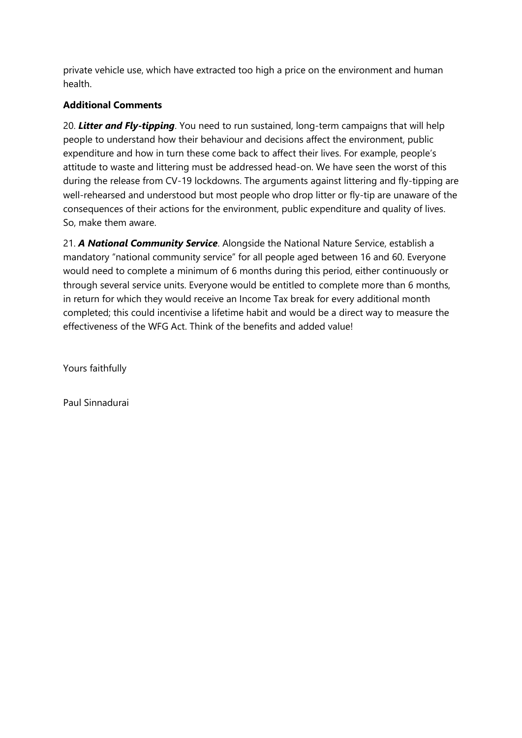private vehicle use, which have extracted too high a price on the environment and human health.

**Additional Comments**

20. ***Litter and Fly-tipping***. You need to run sustained, long-term campaigns that will help people to understand how their behaviour and decisions affect the environment, public expenditure and how in turn these come back to affect their lives. For example, people's attitude to waste and littering must be addressed head-on. We have seen the worst of this during the release from CV-19 lockdowns. The arguments against littering and fly-tipping are well-rehearsed and understood but most people who drop litter or fly-tip are unaware of the consequences of their actions for the environment, public expenditure and quality of lives. So, make them aware.

21. ***A National Community Service***. Alongside the National Nature Service, establish a mandatory "national community service" for all people aged between 16 and 60. Everyone would need to complete a minimum of 6 months during this period, either continuously or through several service units. Everyone would be entitled to complete more than 6 months, in return for which they would receive an Income Tax break for every additional month completed; this could incentivise a lifetime habit and would be a direct way to measure the effectiveness of the WFG Act. Think of the benefits and added value!

Yours faithfully

Paul Sinnadurai